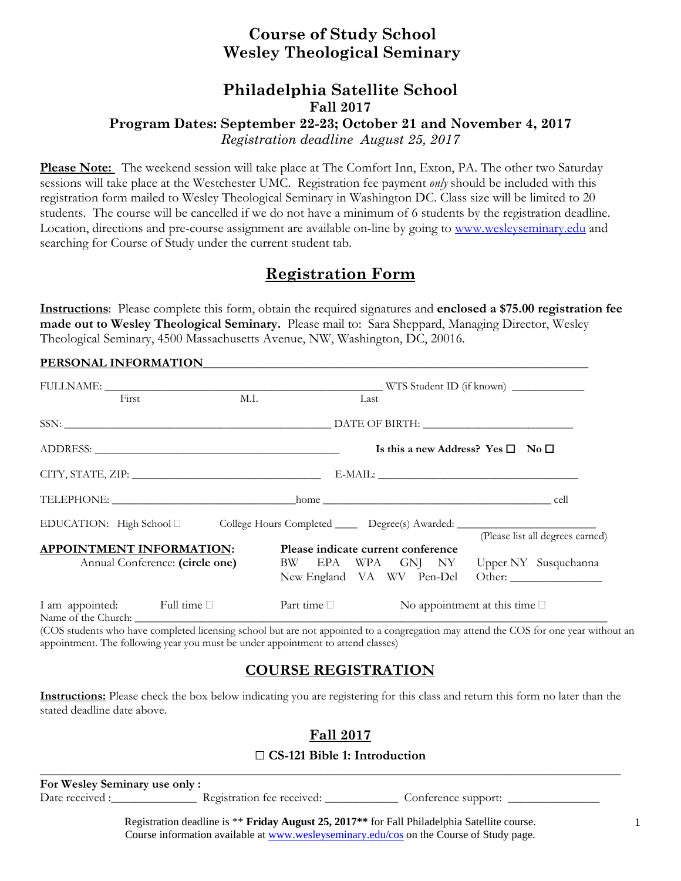# Course of Study School
# Wesley Theological Seminary

## Philadelphia Satellite School

### Fall 2017

### Program Dates: September 22-23; October 21 and November 4, 2017

*Registration deadline August 25, 2017*

**Please Note:** The weekend session will take place at The Comfort Inn, Exton, PA. The other two Saturday sessions will take place at the Westchester UMC. Registration fee payment *only* should be included with this registration form mailed to Wesley Theological Seminary in Washington DC. Class size will be limited to 20 students. The course will be cancelled if we do not have a minimum of 6 students by the registration deadline. Location, directions and pre-course assignment are available on-line by going to www.wesleyseminary.edu and searching for Course of Study under the current student tab.

## Registration Form

**Instructions**: Please complete this form, obtain the required signatures and **enclosed a $75.00 registration fee made out to Wesley Theological Seminary.** Please mail to: Sara Sheppard, Managing Director, Wesley Theological Seminary, 4500 Massachusetts Avenue, NW, Washington, DC, 20016.

**PERSONAL INFORMATION**

FULLNAME: ________________________________________________ WTS Student ID (if known) ____________
First M.I. Last

SSN: ____________________________________________ DATE OF BIRTH: _________________________

ADDRESS: __________________________________________ **Is this a new Address? Yes ☐ No ☐**

CITY, STATE, ZIP: ________________________________ E-MAIL: __________________________________

TELEPHONE: ______________________________home ______________________________________ cell

EDUCATION: High School ☐ College Hours Completed ____ Degree(s) Awarded: ______________________
(Please list all degrees earned)

**APPOINTMENT INFORMATION:**
Annual Conference: **(circle one)**

**Please indicate current conference**
BW EPA WPA GNJ NY Upper NY Susquehanna
New England VA WV Pen-Del Other: _______________

I am appointed: Full time ☐ Part time ☐ No appointment at this time ☐
Name of the Church: ______________________________________________________________________________

(COS students who have completed licensing school but are not appointed to a congregation may attend the COS for one year without an appointment. The following year you must be under appointment to attend classes)

## COURSE REGISTRATION

**Instructions:** Please check the box below indicating you are registering for this class and return this form no later than the stated deadline date above.

## Fall 2017

**☐ CS-121 Bible 1: Introduction**

---

**For Wesley Seminary use only :**
Date received :______________ Registration fee received: ____________ Conference support: _______________

Registration deadline is ** **Friday August 25, 2017**** for Fall Philadelphia Satellite course.
Course information available at www.wesleyseminary.edu/cos on the Course of Study page.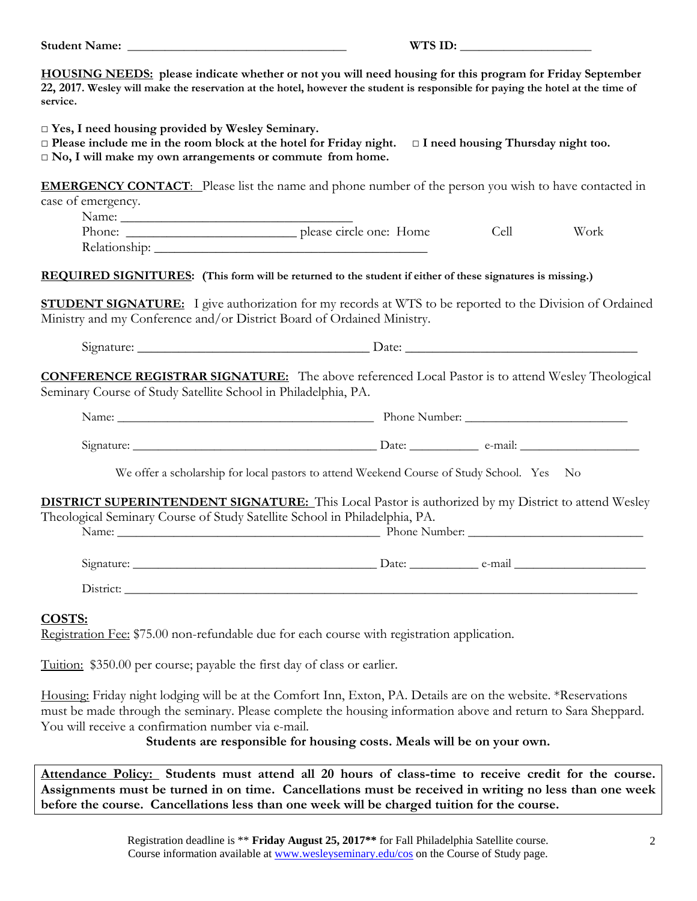**Student Name:** ________________________________ **WTS ID:** ____________________

**HOUSING NEEDS: please indicate whether or not you will need housing for this program for Friday September 22, 2017. Wesley will make the reservation at the hotel, however the student is responsible for paying the hotel at the time of service.**

**□ Yes, I need housing provided by Wesley Seminary.**
**□ Please include me in the room block at the hotel for Friday night.** **□ I need housing Thursday night too.**
**□ No, I will make my own arrangements or commute from home.**

**EMERGENCY CONTACT**: Please list the name and phone number of the person you wish to have contacted in case of emergency.

Name: ________________________________
Phone: ________________________ please circle one: Home Cell Work
Relationship: ________________________________________

**REQUIRED SIGNITURES: (This form will be returned to the student if either of these signatures is missing.)**

**STUDENT SIGNATURE:** I give authorization for my records at WTS to be reported to the Division of Ordained Ministry and my Conference and/or District Board of Ordained Ministry.

Signature: ________________________________ Date: ________________________________

**CONFERENCE REGISTRAR SIGNATURE:** The above referenced Local Pastor is to attend Wesley Theological Seminary Course of Study Satellite School in Philadelphia, PA.

Name: ________________________________________ Phone Number: ________________________

Signature: ____________________________________ Date: __________ e-mail: __________________

We offer a scholarship for local pastors to attend Weekend Course of Study School. Yes No

**DISTRICT SUPERINTENDENT SIGNATURE:** This Local Pastor is authorized by my District to attend Wesley Theological Seminary Course of Study Satellite School in Philadelphia, PA.

Name: ________________________________________ Phone Number: __________________________

Signature: ____________________________________ Date: __________ e-mail ____________________

District: ________________________________________________________________________________

**COSTS:**

Registration Fee: $75.00 non-refundable due for each course with registration application.

Tuition: $350.00 per course; payable the first day of class or earlier.

Housing: Friday night lodging will be at the Comfort Inn, Exton, PA. Details are on the website. *Reservations must be made through the seminary. Please complete the housing information above and return to Sara Sheppard. You will receive a confirmation number via e-mail.

**Students are responsible for housing costs. Meals will be on your own.**

**Attendance Policy: Students must attend all 20 hours of class-time to receive credit for the course. Assignments must be turned in on time. Cancellations must be received in writing no less than one week before the course. Cancellations less than one week will be charged tuition for the course.**

Registration deadline is ** **Friday August 25, 2017**** for Fall Philadelphia Satellite course.
Course information available at www.wesleyseminary.edu/cos on the Course of Study page.